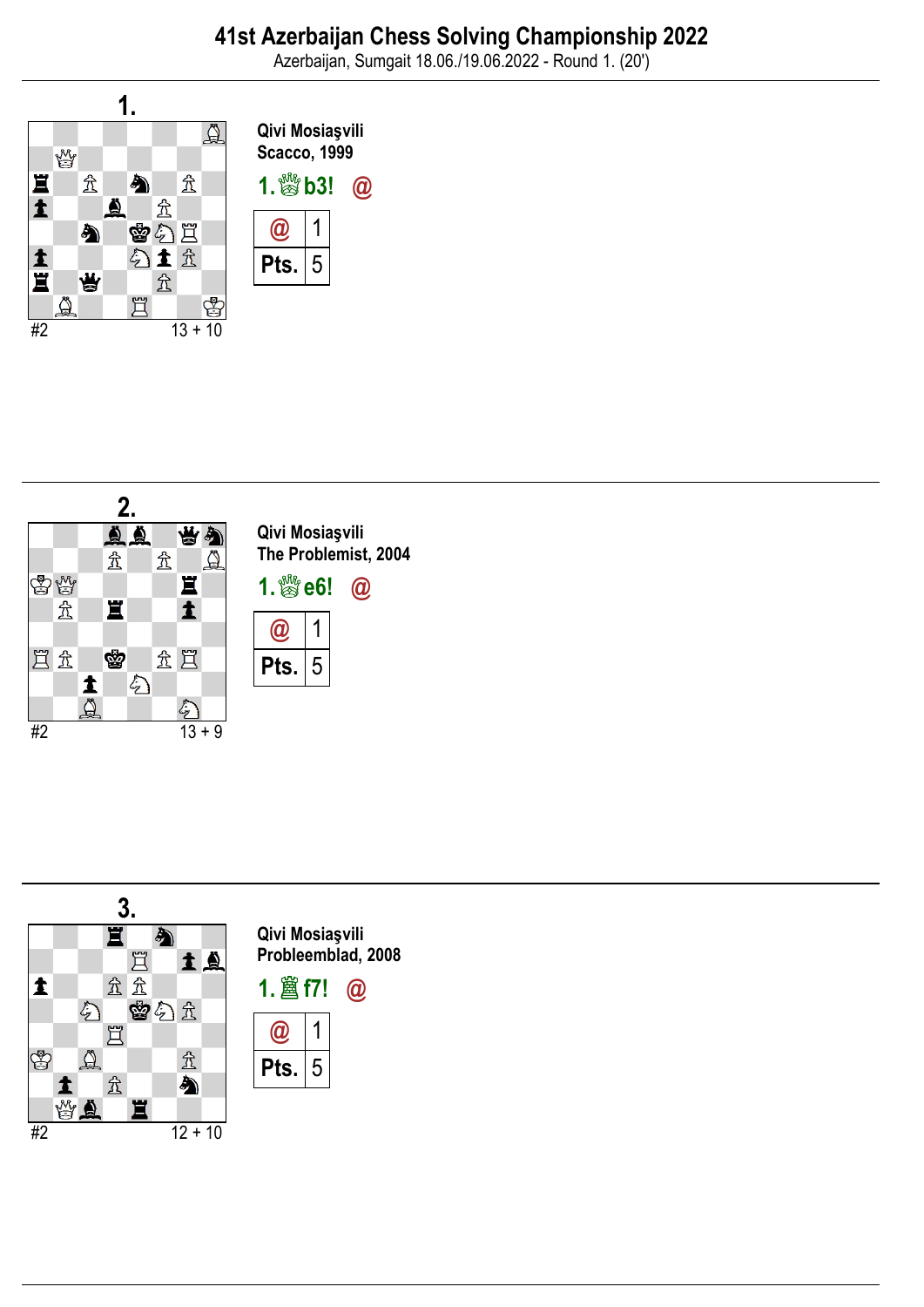# 41st Azerbaijan Chess Solving Championship 2022

Azerbaijan, Sumgait 18.06./19.06.2022 - Round 1. (20')

## 1.

#2 13 + 10

**Qivi Mosiaşvili**
**Scacco, 1999**

**1.♕b3! @**

| @ | 1 |
|---|---|
| Pts. | 5 |

## 2.

#2 13 + 9

**Qivi Mosiaşvili**
**The Problemist, 2004**

**1.♕e6! @**

| @ | 1 |
|---|---|
| Pts. | 5 |

## 3.

#2 12 + 10

**Qivi Mosiaşvili**
**Probleemblad, 2008**

**1.♖f7! @**

| @ | 1 |
|---|---|
| Pts. | 5 |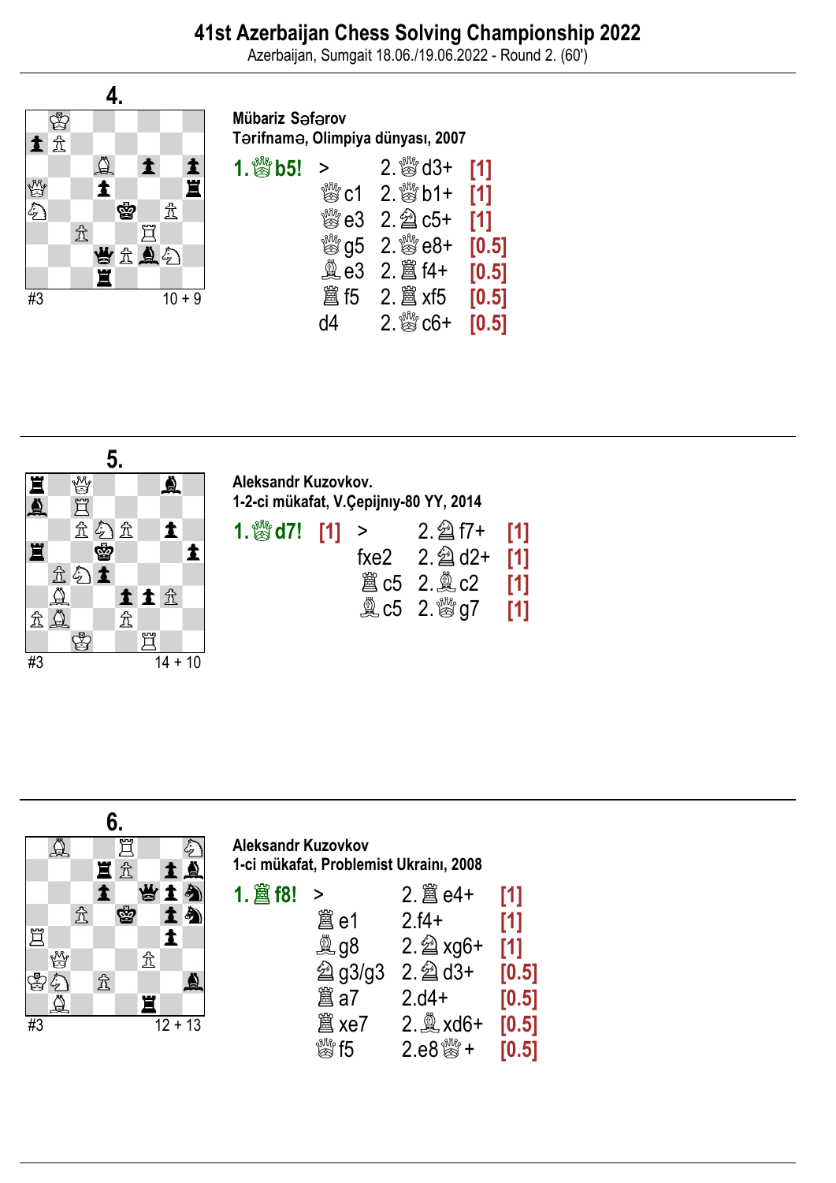# 41st Azerbaijan Chess Solving Championship 2022

Azerbaijan, Sumgait 18.06./19.06.2022 - Round 2. (60')

## 4.

#3 10 + 9

**Mübariz Səfərov**
**Tərifnamə, Olimpiya dünyası, 2007**

| | | | |
|---|---|---|---|
| **1.♕b5!** | > | 2.♕d3+ | [1] |
| | ♛c1 | 2.♕b1+ | [1] |
| | ♛e3 | 2.♘c5+ | [1] |
| | ♛g5 | 2.♕e8+ | [0.5] |
| | ♝e3 | 2.♖f4+ | [0.5] |
| | ♜f5 | 2.♖xf5 | [0.5] |
| | d4 | 2.♕c6+ | [0.5] |

## 5.

#3 14 + 10

**Aleksandr Kuzovkov.**
**1-2-ci mükafat, V.Çepijnıy-80 YY, 2014**

| | | | | |
|---|---|---|---|---|
| **1.♕d7!** | [1] | > | 2.♘f7+ | [1] |
| | | fxe2 | 2.♘d2+ | [1] |
| | | ♜c5 | 2.♗c2 | [1] |
| | | ♝c5 | 2.♕g7 | [1] |

## 6.

#3 12 + 13

**Aleksandr Kuzovkov**
**1-ci mükafat, Problemist Ukrainı, 2008**

| | | | |
|---|---|---|---|
| **1.♖f8!** | > | 2.♖e4+ | [1] |
| | ♜e1 | 2.f4+ | [1] |
| | ♝g8 | 2.♘xg6+ | [1] |
| | ♞g3/g3 | 2.♘d3+ | [0.5] |
| | ♜a7 | 2.d4+ | [0.5] |
| | ♜xe7 | 2.♗xd6+ | [0.5] |
| | ♛f5 | 2.e8♕+ | [0.5] |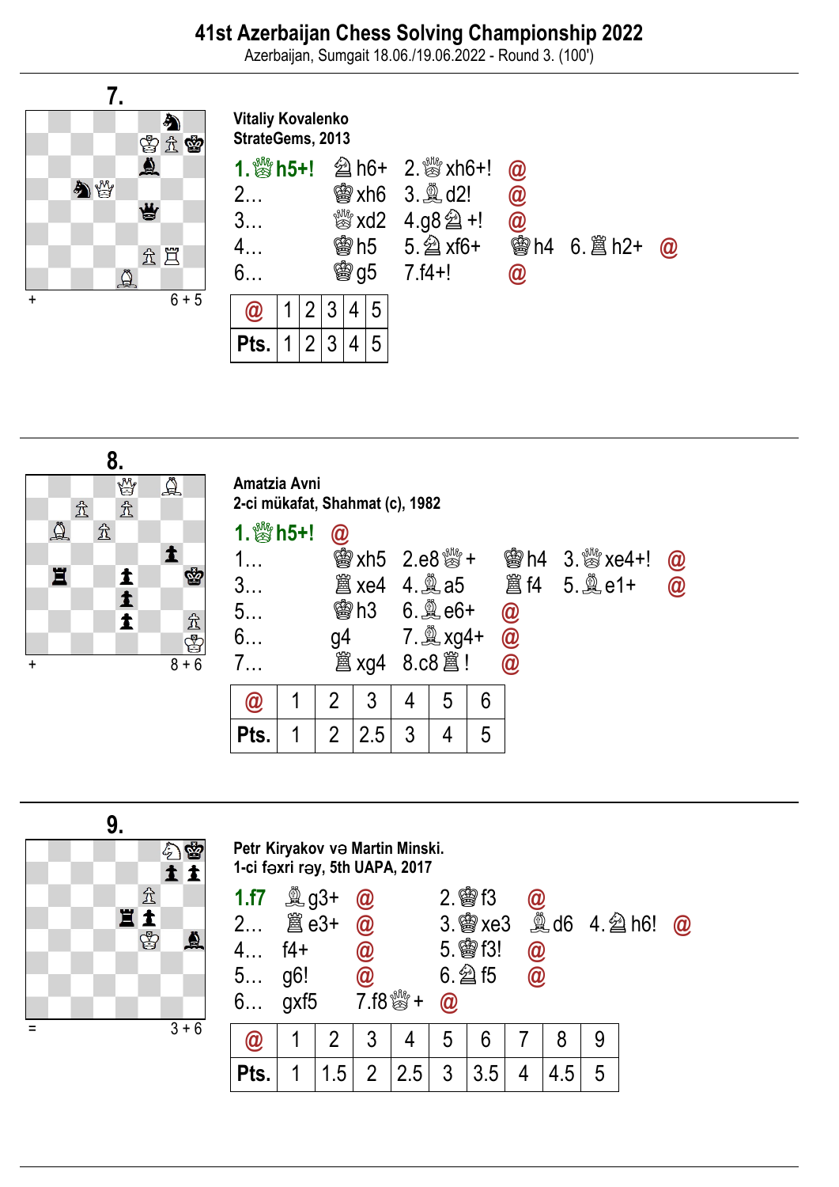# 41st Azerbaijan Chess Solving Championship 2022

Azerbaijan, Sumgait 18.06./19.06.2022 - Round 3. (100')

## 7.

+ 6 + 5

**Vitaliy Kovalenko**
**StrateGems, 2013**

**1.♕h5+!** ♘h6+ 2.♕xh6+! @
2… ♔xh6 3.♗d2! @
3… ♕xd2 4.g8♘+! @
4… ♔h5 5.♘xf6+ ♔h4 6.♖h2+ @
6… ♔g5 7.f4+! @

| @ | 1 | 2 | 3 | 4 | 5 |
|---|---|---|---|---|---|
| Pts. | 1 | 2 | 3 | 4 | 5 |

## 8.

+ 8 + 6

**Amatzia Avni**
**2-ci mükafat, Shahmat (c), 1982**

**1.♕h5+!** @
1… ♔xh5 2.e8♕+ ♔h4 3.♕xe4+! @
3… ♖xe4 4.♗a5 ♖f4 5.♗e1+ @
5… ♔h3 6.♗e6+ @
6… g4 7.♗xg4+ @
7… ♖xg4 8.c8♖! @

| @ | 1 | 2 | 3 | 4 | 5 | 6 |
|---|---|---|---|---|---|---|
| Pts. | 1 | 2 | 2.5 | 3 | 4 | 5 |

## 9.

= 3 + 6

**Petr Kiryakov və Martin Minski.**
**1-ci fəxri rəy, 5th UAPA, 2017**

**1.f7** ♗g3+ @ 2.♔f3 @
2… ♖e3+ @ 3.♔xe3 ♗d6 4.♘h6! @
4… f4+ @ 5.♔f3! @
5… g6! @ 6.♘f5 @
6… gxf5 7.f8♕+ @

| @ | 1 | 2 | 3 | 4 | 5 | 6 | 7 | 8 | 9 |
|---|---|---|---|---|---|---|---|---|---|
| Pts. | 1 | 1.5 | 2 | 2.5 | 3 | 3.5 | 4 | 4.5 | 5 |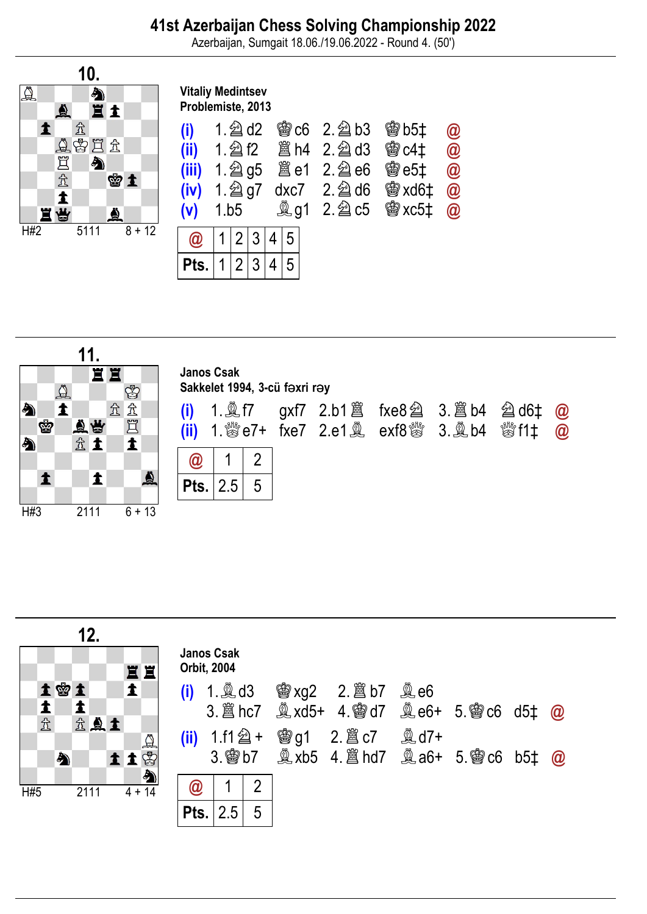# 41st Azerbaijan Chess Solving Championship 2022

Azerbaijan, Sumgait 18.06./19.06.2022 - Round 4. (50')

## 10.

H#2 5111 8 + 12

**Vitaliy Medintsev**
**Problemiste, 2013**

(i) 1.♘d2 ♚c6 2.♘b3 ♚b5‡ @
(ii) 1.♘f2 ♜h4 2.♘d3 ♚c4‡ @
(iii) 1.♘g5 ♜e1 2.♘e6 ♚e5‡ @
(iv) 1.♘g7 dxc7 2.♘d6 ♚xd6‡ @
(v) 1.b5 ♝g1 2.♘c5 ♚xc5‡ @

| @ | 1 | 2 | 3 | 4 | 5 |
|---|---|---|---|---|---|
| Pts. | 1 | 2 | 3 | 4 | 5 |

## 11.

H#3 2111 6 + 13

**Janos Csak**
**Sakkelet 1994, 3-cü fəxri rəy**

(i) 1.♗f7 gxf7 2.b1♖ fxe8♘ 3.♖b4 ♘d6‡ @
(ii) 1.♕e7+ fxe7 2.e1♗ exf8♕ 3.♗b4 ♕f1‡ @

| @ | 1 | 2 |
|---|---|---|
| Pts. | 2.5 | 5 |

## 12.

H#5 2111 4 + 14

**Janos Csak**
**Orbit, 2004**

(i) 1.♗d3 ♚xg2 2.♖b7 ♗e6
3.♖hc7 ♗xd5+ 4.♔d7 ♗e6+ 5.♔c6 d5‡ @

(ii) 1.f1♘+ ♚g1 2.♖c7 ♗d7+
3.♔b7 ♗xb5 4.♖hd7 ♗a6+ 5.♔c6 b5‡ @

| @ | 1 | 2 |
|---|---|---|
| Pts. | 2.5 | 5 |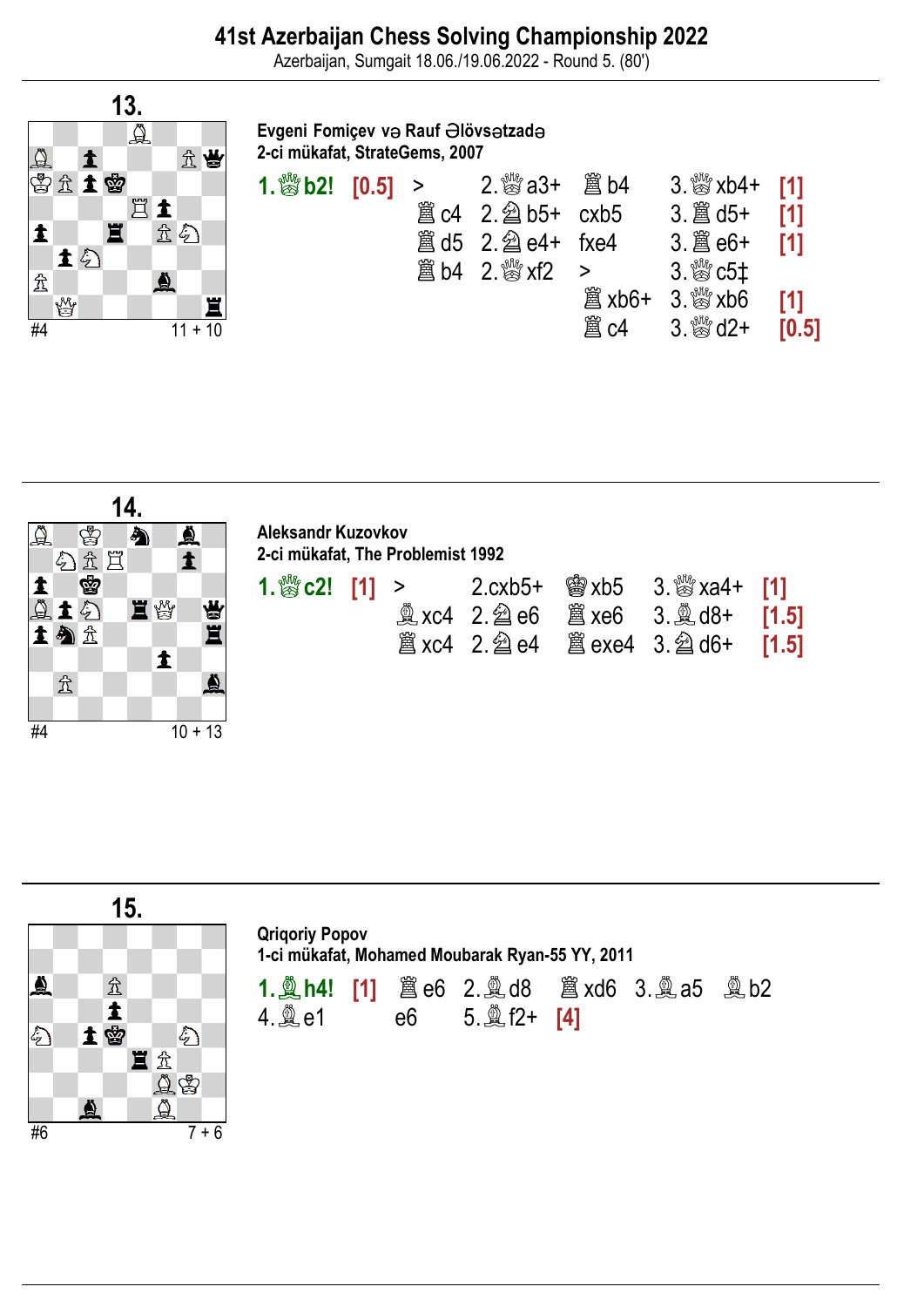## 41st Azerbaijan Chess Solving Championship 2022

Azerbaijan, Sumgait 18.06./19.06.2022 - Round 5. (80')

---

### 13.

#4 — 11 + 10

**Evgeni Fomiçev və Rauf Ələvsətzadə**
**2-ci mükafat, StrateGems, 2007**

**1.♕b2!** **[0.5]** >

| | | | | |
|---|---|---|---|---|
| | 2.♕a3+ | ♖b4 | 3.♕xb4+ | [1] |
| ♖c4 | 2.♘b5+ | cxb5 | 3.♖d5+ | [1] |
| ♖d5 | 2.♘e4+ | fxe4 | 3.♖e6+ | [1] |
| ♖b4 | 2.♕xf2 | > | 3.♕c5‡ | |
| | | ♖xb6+ | 3.♕xb6 | [1] |
| | | ♖c4 | 3.♕d2+ | [0.5] |

---

### 14.

#4 — 10 + 13

**Aleksandr Kuzovkov**
**2-ci mükafat, The Problemist 1992**

**1.♕c2!** **[1]** >

| | | | | |
|---|---|---|---|---|
| | 2.cxb5+ | ♔xb5 | 3.♕xa4+ | [1] |
| ♗xc4 | 2.♘e6 | ♖xe6 | 3.♗d8+ | [1.5] |
| ♖xc4 | 2.♘e4 | ♖exe4 | 3.♘d6+ | [1.5] |

---

### 15.

#6 — 7 + 6

**Qriqoriy Popov**
**1-ci mükafat, Mohamed Moubarak Ryan-55 YY, 2011**

**1.♗h4!** **[1]** ♖e6 2.♗d8 ♖xd6 3.♗a5 ♗b2
4.♗e1 e6 5.♗f2+ **[4]**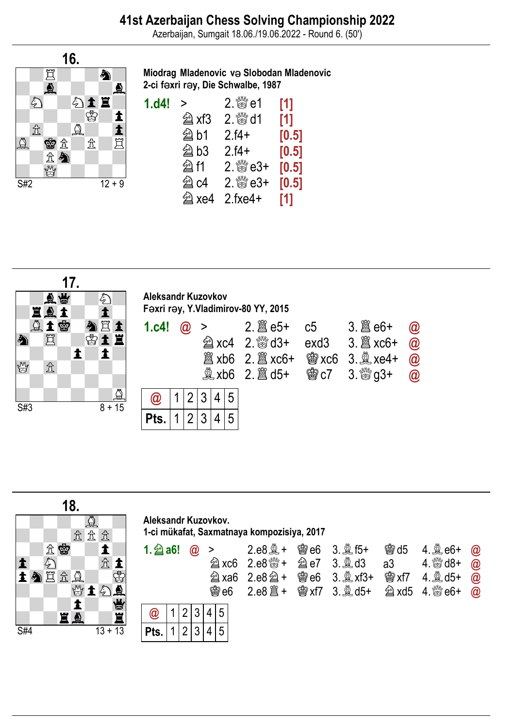## 41st Azerbaijan Chess Solving Championship 2022

Azerbaijan, Sumgait 18.06./19.06.2022 - Round 6. (50')

### 16.

S#2 — 12 + 9

**Miodrag Mladenovic və Slobodan Mladenovic**
2-ci fəxri rəy, Die Schwalbe, 1987

| | | | |
|---|---|---|---|
| **1.d4!** | > | 2.♕e1 | [1] |
| | ♘xf3 | 2.♕d1 | [1] |
| | ♘b1 | 2.f4+ | [0.5] |
| | ♘b3 | 2.f4+ | [0.5] |
| | ♘f1 | 2.♕e3+ | [0.5] |
| | ♘c4 | 2.♕e3+ | [0.5] |
| | ♘xe4 | 2.fxe4+ | [1] |

### 17.

S#3 — 8 + 15

**Aleksandr Kuzovkov**
Fəxri rəy, Y.Vladimirov-80 YY, 2015

| | | | | | | |
|---|---|---|---|---|---|---|
| **1.c4!** @ | > | 2.♖e5+ | c5 | 3.♖e6+ | @ |
| | ♘xc4 | 2.♕d3+ | exd3 | 3.♖xc6+ | @ |
| | ♖xb6 | 2.♖xc6+ | ♔xc6 | 3.♗xe4+ | @ |
| | ♗xb6 | 2.♖d5+ | ♔c7 | 3.♕g3+ | @ |

| @ | 1 | 2 | 3 | 4 | 5 |
|---|---|---|---|---|---|
| Pts. | 1 | 2 | 3 | 4 | 5 |

### 18.

S#4 — 13 + 13

**Aleksandr Kuzovkov.**
1-ci mükafat, Saxmatnaya kompozisiya, 2017

| | | | | | | | | |
|---|---|---|---|---|---|---|---|---|
| **1.♘a6!** @ | > | 2.e8♗+ | ♔e6 | 3.♗f5+ | ♔d5 | 4.♗e6+ | @ |
| | ♘xc6 | 2.e8♕+ | ♘e7 | 3.♗d3 | a3 | 4.♕d8+ | @ |
| | ♘xa6 | 2.e8♘+ | ♔e6 | 3.♗xf3+ | ♔xf7 | 4.♗d5+ | @ |
| | ♔e6 | 2.e8♖+ | ♔xf7 | 3.♗d5+ | ♘xd5 | 4.♕e6+ | @ |

| @ | 1 | 2 | 3 | 4 | 5 |
|---|---|---|---|---|---|
| Pts. | 1 | 2 | 3 | 4 | 5 |